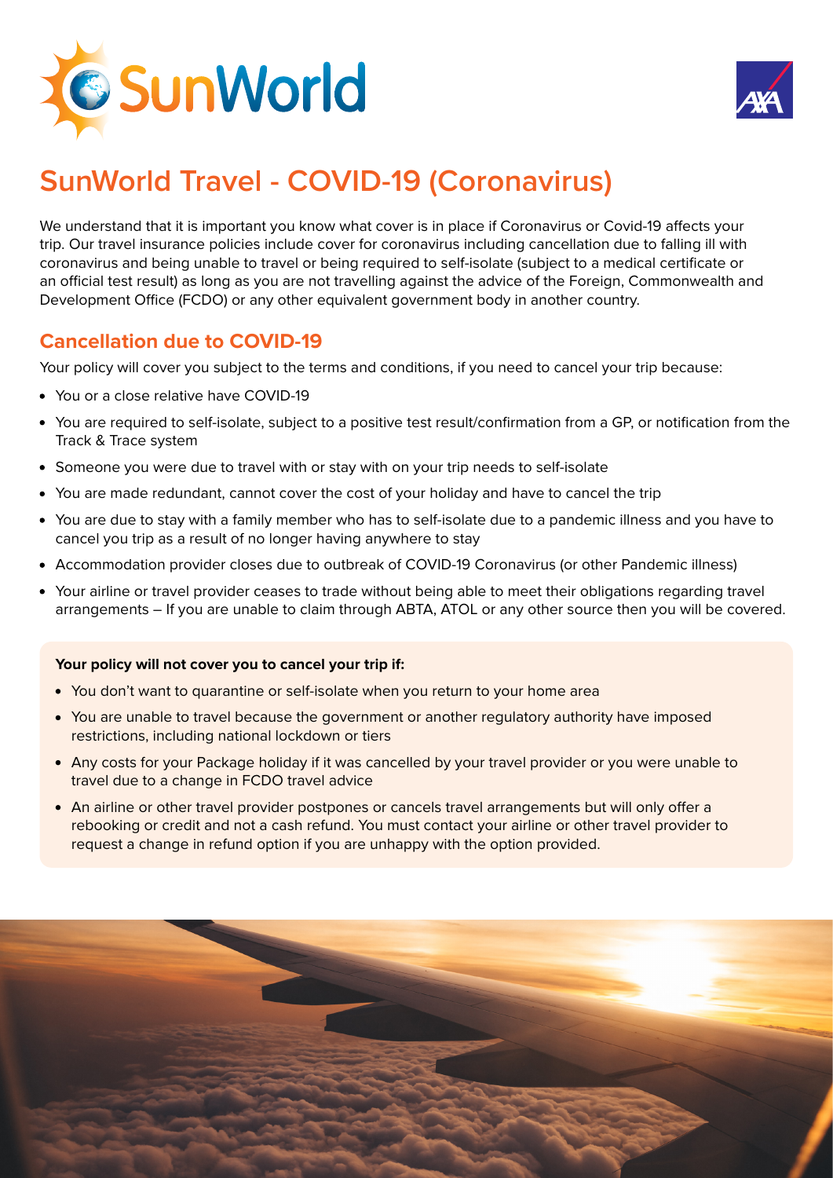# SunWorld Travel - COVID-19 (Coronavirus)

We understand that it is important you know what cover is in place if Coronavirus or Covid-19 affects your trip. Our travel insurance policies include cover for coronavirus including cancellation due to falling ill with coronavirus and being unable to travel or being required to self-isolate (subject to a medical certificate or an official test result) as long as you are not travelling against the advice of the Foreign, Commonwealth and Development Office (FCDO) or any other equivalent government body in another country.

## Cancellation due to COVID-19

Your policy will cover you subject to the terms and conditions, if you need to cancel your trip because:

- You or a close relative have COVID-19
- You are required to self-isolate, subject to a positive test result/confirmation from a GP, or notification from the Track & Trace system
- Someone you were due to travel with or stay with on your trip needs to self-isolate
- You are made redundant, cannot cover the cost of your holiday and have to cancel the trip
- You are due to stay with a family member who has to self-isolate due to a pandemic illness and you have to cancel you trip as a result of no longer having anywhere to stay
- Accommodation provider closes due to outbreak of COVID-19 Coronavirus (or other Pandemic illness)
- Your airline or travel provider ceases to trade without being able to meet their obligations regarding travel arrangements – If you are unable to claim through ABTA, ATOL or any other source then you will be covered.

**Your policy will not cover you to cancel your trip if:**

- You don't want to quarantine or self-isolate when you return to your home area
- You are unable to travel because the government or another regulatory authority have imposed restrictions, including national lockdown or tiers
- Any costs for your Package holiday if it was cancelled by your travel provider or you were unable to travel due to a change in FCDO travel advice
- An airline or other travel provider postpones or cancels travel arrangements but will only offer a rebooking or credit and not a cash refund. You must contact your airline or other travel provider to request a change in refund option if you are unhappy with the option provided.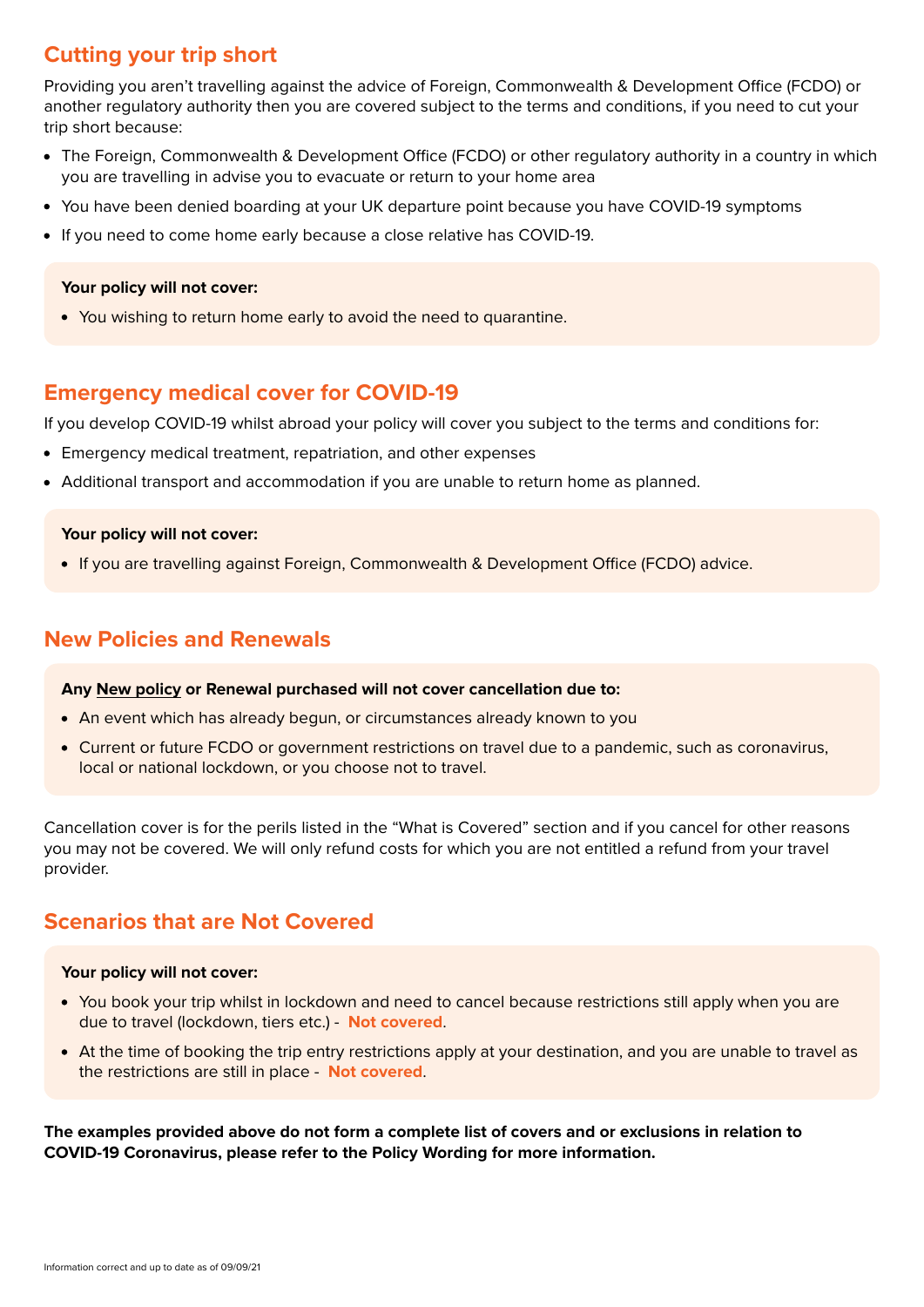## Cutting your trip short

Providing you aren't travelling against the advice of Foreign, Commonwealth & Development Office (FCDO) or another regulatory authority then you are covered subject to the terms and conditions, if you need to cut your trip short because:

- The Foreign, Commonwealth & Development Office (FCDO) or other regulatory authority in a country in which you are travelling in advise you to evacuate or return to your home area
- You have been denied boarding at your UK departure point because you have COVID-19 symptoms
- If you need to come home early because a close relative has COVID-19.

**Your policy will not cover:**

- You wishing to return home early to avoid the need to quarantine.

## Emergency medical cover for COVID-19

If you develop COVID-19 whilst abroad your policy will cover you subject to the terms and conditions for:

- Emergency medical treatment, repatriation, and other expenses
- Additional transport and accommodation if you are unable to return home as planned.

**Your policy will not cover:**

- If you are travelling against Foreign, Commonwealth & Development Office (FCDO) advice.

## New Policies and Renewals

**Any New policy or Renewal purchased will not cover cancellation due to:**

- An event which has already begun, or circumstances already known to you
- Current or future FCDO or government restrictions on travel due to a pandemic, such as coronavirus, local or national lockdown, or you choose not to travel.

Cancellation cover is for the perils listed in the "What is Covered" section and if you cancel for other reasons you may not be covered. We will only refund costs for which you are not entitled a refund from your travel provider.

## Scenarios that are Not Covered

**Your policy will not cover:**

- You book your trip whilst in lockdown and need to cancel because restrictions still apply when you are due to travel (lockdown, tiers etc.) - **Not covered**.
- At the time of booking the trip entry restrictions apply at your destination, and you are unable to travel as the restrictions are still in place - **Not covered**.

**The examples provided above do not form a complete list of covers and or exclusions in relation to COVID-19 Coronavirus, please refer to the Policy Wording for more information.**

Information correct and up to date as of 09/09/21